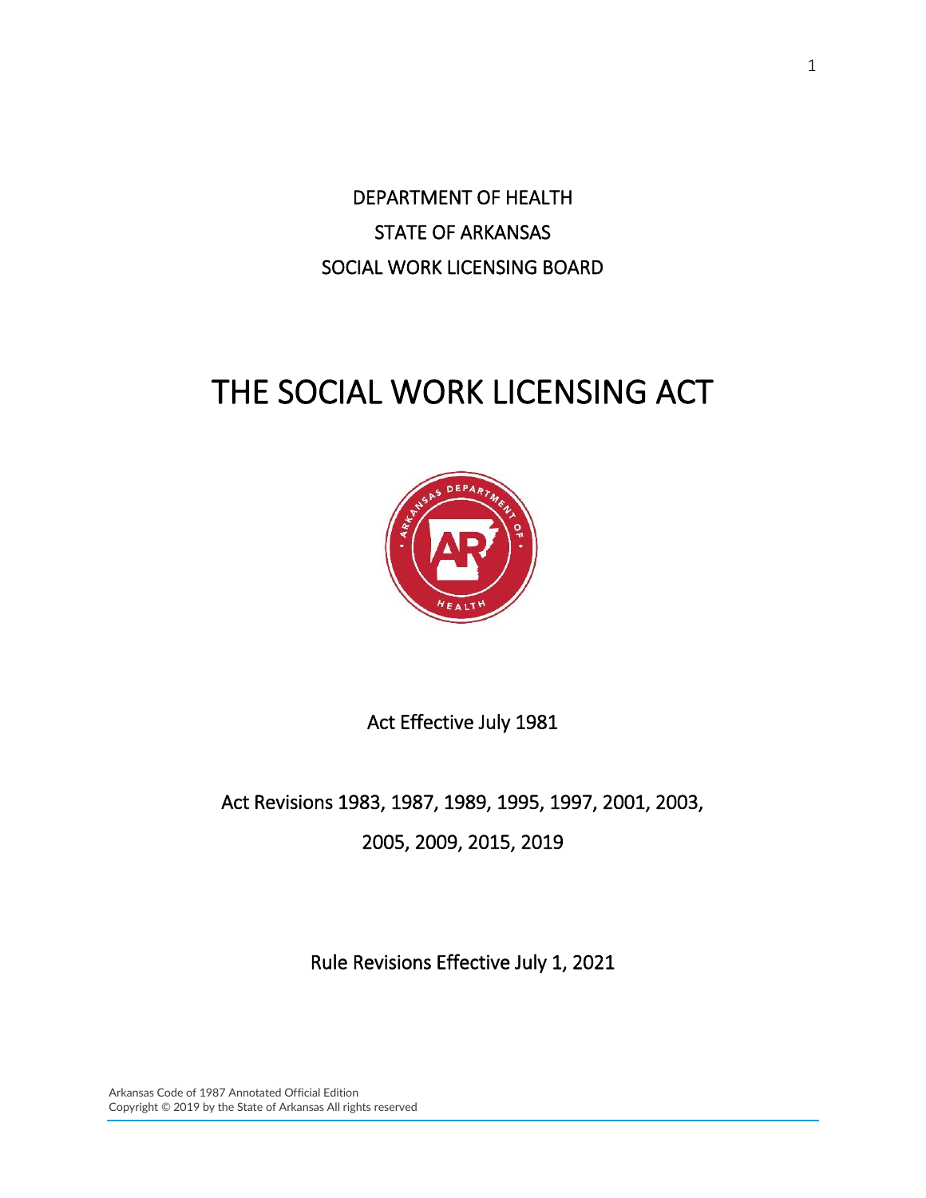DEPARTMENT OF HEALTH

STATE OF ARKANSAS

SOCIAL WORK LICENSING BOARD

# THE SOCIAL WORK LICENSING ACT

Act Effective July 1981

Act Revisions 1983, 1987, 1989, 1995, 1997, 2001, 2003, 2005, 2009, 2015, 2019

Rule Revisions Effective July 1, 2021

Arkansas Code of 1987 Annotated Official Edition
Copyright © 2019 by the State of Arkansas All rights reserved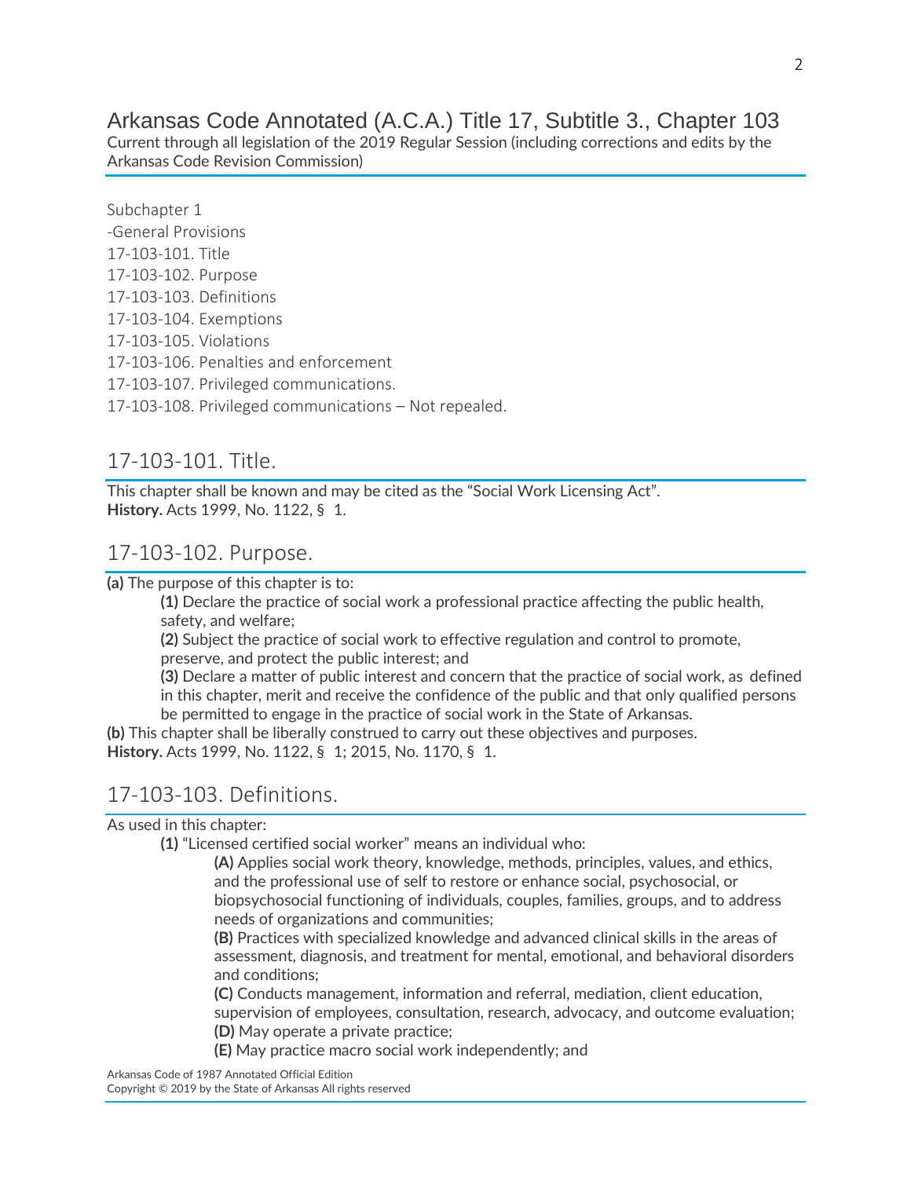# Arkansas Code Annotated (A.C.A.) Title 17, Subtitle 3., Chapter 103

Current through all legislation of the 2019 Regular Session (including corrections and edits by the Arkansas Code Revision Commission)

Subchapter 1
-General Provisions
17-103-101. Title
17-103-102. Purpose
17-103-103. Definitions
17-103-104. Exemptions
17-103-105. Violations
17-103-106. Penalties and enforcement
17-103-107. Privileged communications.
17-103-108. Privileged communications – Not repealed.

## 17-103-101. Title.

This chapter shall be known and may be cited as the "Social Work Licensing Act".
**History.** Acts 1999, No. 1122, § 1.

## 17-103-102. Purpose.

**(a)** The purpose of this chapter is to:

**(1)** Declare the practice of social work a professional practice affecting the public health, safety, and welfare;

**(2)** Subject the practice of social work to effective regulation and control to promote, preserve, and protect the public interest; and

**(3)** Declare a matter of public interest and concern that the practice of social work, as defined in this chapter, merit and receive the confidence of the public and that only qualified persons be permitted to engage in the practice of social work in the State of Arkansas.

**(b)** This chapter shall be liberally construed to carry out these objectives and purposes.
**History.** Acts 1999, No. 1122, § 1; 2015, No. 1170, § 1.

## 17-103-103. Definitions.

As used in this chapter:

**(1)** "Licensed certified social worker" means an individual who:

**(A)** Applies social work theory, knowledge, methods, principles, values, and ethics, and the professional use of self to restore or enhance social, psychosocial, or biopsychosocial functioning of individuals, couples, families, groups, and to address needs of organizations and communities;

**(B)** Practices with specialized knowledge and advanced clinical skills in the areas of assessment, diagnosis, and treatment for mental, emotional, and behavioral disorders and conditions;

**(C)** Conducts management, information and referral, mediation, client education, supervision of employees, consultation, research, advocacy, and outcome evaluation;

**(D)** May operate a private practice;

**(E)** May practice macro social work independently; and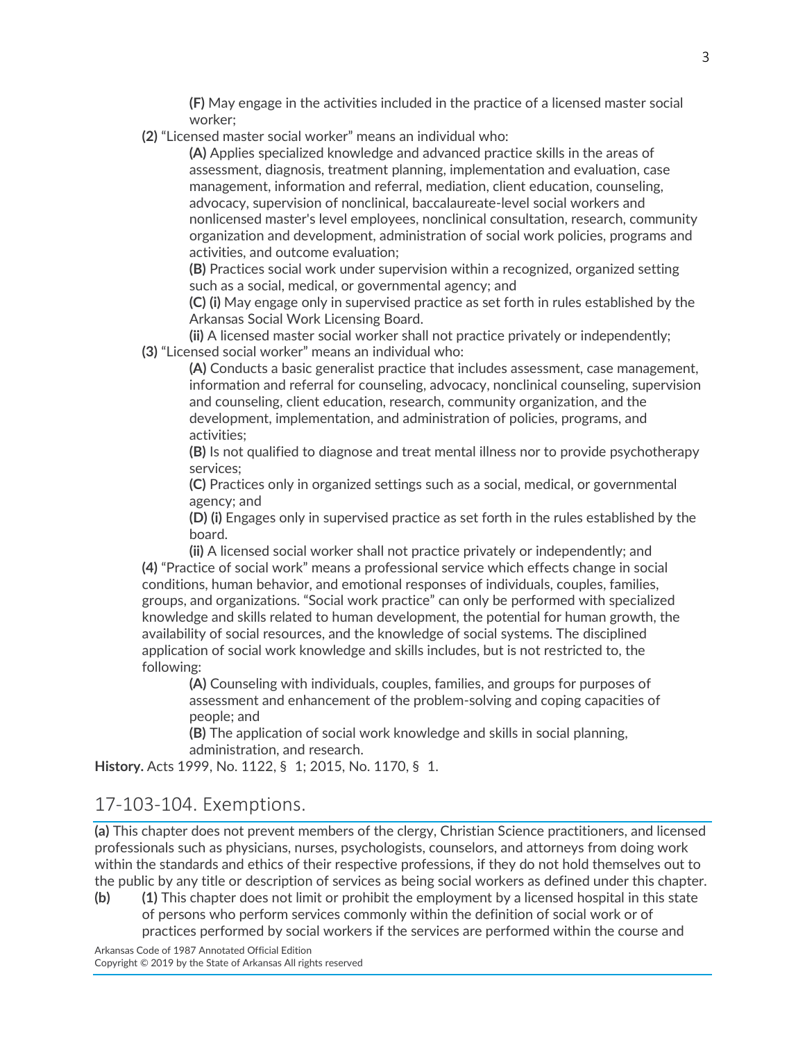**(F)** May engage in the activities included in the practice of a licensed master social worker;

**(2)** "Licensed master social worker" means an individual who:

**(A)** Applies specialized knowledge and advanced practice skills in the areas of assessment, diagnosis, treatment planning, implementation and evaluation, case management, information and referral, mediation, client education, counseling, advocacy, supervision of nonclinical, baccalaureate-level social workers and nonlicensed master's level employees, nonclinical consultation, research, community organization and development, administration of social work policies, programs and activities, and outcome evaluation;

**(B)** Practices social work under supervision within a recognized, organized setting such as a social, medical, or governmental agency; and

**(C) (i)** May engage only in supervised practice as set forth in rules established by the Arkansas Social Work Licensing Board.

**(ii)** A licensed master social worker shall not practice privately or independently;

**(3)** "Licensed social worker" means an individual who:

**(A)** Conducts a basic generalist practice that includes assessment, case management, information and referral for counseling, advocacy, nonclinical counseling, supervision and counseling, client education, research, community organization, and the development, implementation, and administration of policies, programs, and activities;

**(B)** Is not qualified to diagnose and treat mental illness nor to provide psychotherapy services;

**(C)** Practices only in organized settings such as a social, medical, or governmental agency; and

**(D) (i)** Engages only in supervised practice as set forth in the rules established by the board.

**(ii)** A licensed social worker shall not practice privately or independently; and

**(4)** "Practice of social work" means a professional service which effects change in social conditions, human behavior, and emotional responses of individuals, couples, families, groups, and organizations. "Social work practice" can only be performed with specialized knowledge and skills related to human development, the potential for human growth, the availability of social resources, and the knowledge of social systems. The disciplined application of social work knowledge and skills includes, but is not restricted to, the following:

**(A)** Counseling with individuals, couples, families, and groups for purposes of assessment and enhancement of the problem-solving and coping capacities of people; and

**(B)** The application of social work knowledge and skills in social planning, administration, and research.

**History.** Acts 1999, No. 1122, § 1; 2015, No. 1170, § 1.

## 17-103-104. Exemptions.

**(a)** This chapter does not prevent members of the clergy, Christian Science practitioners, and licensed professionals such as physicians, nurses, psychologists, counselors, and attorneys from doing work within the standards and ethics of their respective professions, if they do not hold themselves out to the public by any title or description of services as being social workers as defined under this chapter.

**(b)** **(1)** This chapter does not limit or prohibit the employment by a licensed hospital in this state of persons who perform services commonly within the definition of social work or of practices performed by social workers if the services are performed within the course and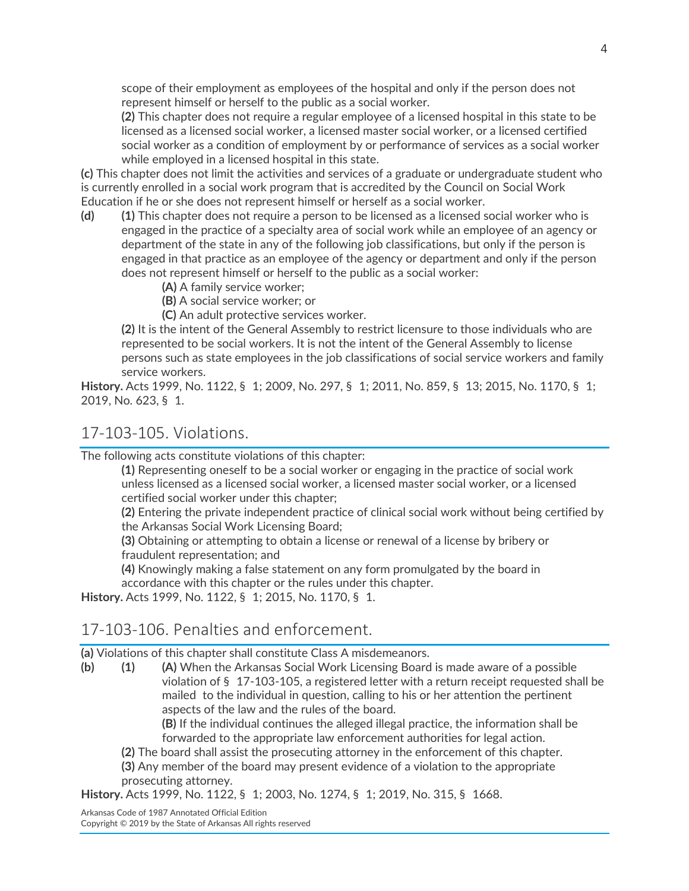scope of their employment as employees of the hospital and only if the person does not represent himself or herself to the public as a social worker.

**(2)** This chapter does not require a regular employee of a licensed hospital in this state to be licensed as a licensed social worker, a licensed master social worker, or a licensed certified social worker as a condition of employment by or performance of services as a social worker while employed in a licensed hospital in this state.

**(c)** This chapter does not limit the activities and services of a graduate or undergraduate student who is currently enrolled in a social work program that is accredited by the Council on Social Work Education if he or she does not represent himself or herself as a social worker.

**(d)** **(1)** This chapter does not require a person to be licensed as a licensed social worker who is engaged in the practice of a specialty area of social work while an employee of an agency or department of the state in any of the following job classifications, but only if the person is engaged in that practice as an employee of the agency or department and only if the person does not represent himself or herself to the public as a social worker:

**(A)** A family service worker;

**(B)** A social service worker; or

**(C)** An adult protective services worker.

**(2)** It is the intent of the General Assembly to restrict licensure to those individuals who are represented to be social workers. It is not the intent of the General Assembly to license persons such as state employees in the job classifications of social service workers and family service workers.

**History.** Acts 1999, No. 1122, § 1; 2009, No. 297, § 1; 2011, No. 859, § 13; 2015, No. 1170, § 1; 2019, No. 623, § 1.

## 17-103-105. Violations.

The following acts constitute violations of this chapter:

**(1)** Representing oneself to be a social worker or engaging in the practice of social work unless licensed as a licensed social worker, a licensed master social worker, or a licensed certified social worker under this chapter;

**(2)** Entering the private independent practice of clinical social work without being certified by the Arkansas Social Work Licensing Board;

**(3)** Obtaining or attempting to obtain a license or renewal of a license by bribery or fraudulent representation; and

**(4)** Knowingly making a false statement on any form promulgated by the board in accordance with this chapter or the rules under this chapter.

**History.** Acts 1999, No. 1122, § 1; 2015, No. 1170, § 1.

## 17-103-106. Penalties and enforcement.

**(a)** Violations of this chapter shall constitute Class A misdemeanors.

**(b)** **(1)** **(A)** When the Arkansas Social Work Licensing Board is made aware of a possible violation of § 17-103-105, a registered letter with a return receipt requested shall be mailed to the individual in question, calling to his or her attention the pertinent aspects of the law and the rules of the board.

**(B)** If the individual continues the alleged illegal practice, the information shall be forwarded to the appropriate law enforcement authorities for legal action.

**(2)** The board shall assist the prosecuting attorney in the enforcement of this chapter.

**(3)** Any member of the board may present evidence of a violation to the appropriate prosecuting attorney.

**History.** Acts 1999, No. 1122, § 1; 2003, No. 1274, § 1; 2019, No. 315, § 1668.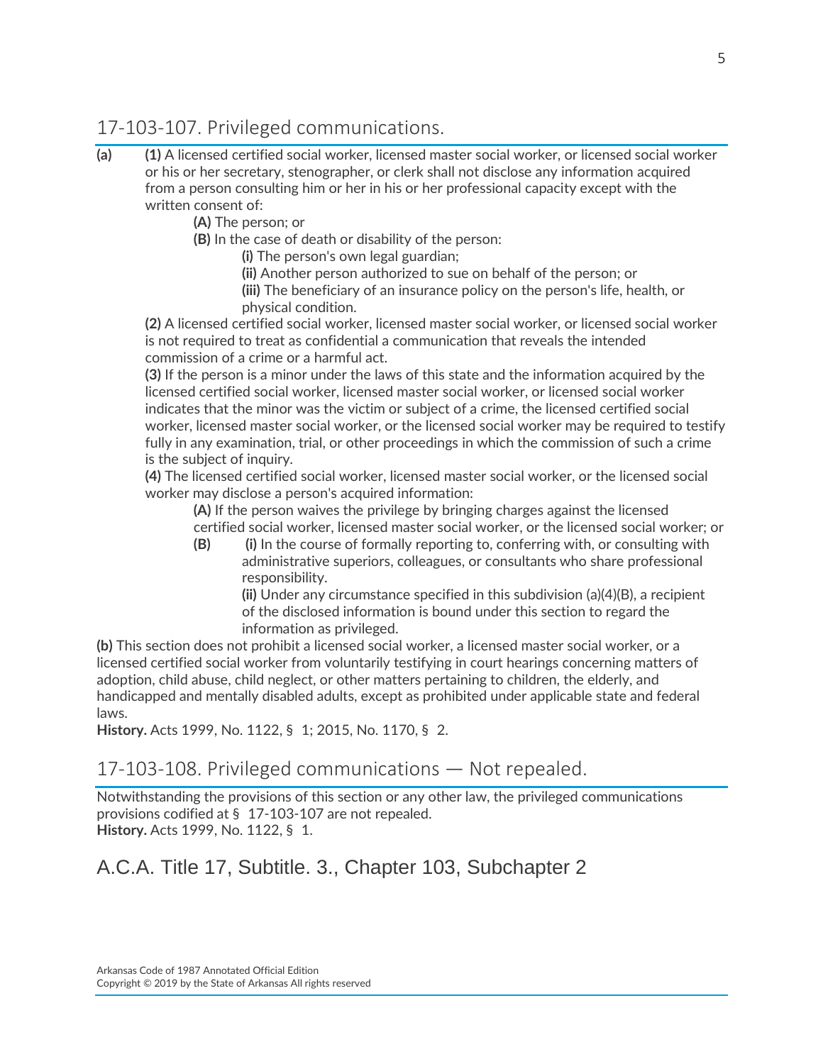## 17-103-107. Privileged communications.

**(a)** **(1)** A licensed certified social worker, licensed master social worker, or licensed social worker or his or her secretary, stenographer, or clerk shall not disclose any information acquired from a person consulting him or her in his or her professional capacity except with the written consent of:

**(A)** The person; or

**(B)** In the case of death or disability of the person:

**(i)** The person's own legal guardian;

**(ii)** Another person authorized to sue on behalf of the person; or

**(iii)** The beneficiary of an insurance policy on the person's life, health, or physical condition.

**(2)** A licensed certified social worker, licensed master social worker, or licensed social worker is not required to treat as confidential a communication that reveals the intended commission of a crime or a harmful act.

**(3)** If the person is a minor under the laws of this state and the information acquired by the licensed certified social worker, licensed master social worker, or licensed social worker indicates that the minor was the victim or subject of a crime, the licensed certified social worker, licensed master social worker, or the licensed social worker may be required to testify fully in any examination, trial, or other proceedings in which the commission of such a crime is the subject of inquiry.

**(4)** The licensed certified social worker, licensed master social worker, or the licensed social worker may disclose a person's acquired information:

**(A)** If the person waives the privilege by bringing charges against the licensed certified social worker, licensed master social worker, or the licensed social worker; or

**(B)** **(i)** In the course of formally reporting to, conferring with, or consulting with administrative superiors, colleagues, or consultants who share professional responsibility.

**(ii)** Under any circumstance specified in this subdivision (a)(4)(B), a recipient of the disclosed information is bound under this section to regard the information as privileged.

**(b)** This section does not prohibit a licensed social worker, a licensed master social worker, or a licensed certified social worker from voluntarily testifying in court hearings concerning matters of adoption, child abuse, child neglect, or other matters pertaining to children, the elderly, and handicapped and mentally disabled adults, except as prohibited under applicable state and federal laws.

**History.** Acts 1999, No. 1122, § 1; 2015, No. 1170, § 2.

## 17-103-108. Privileged communications — Not repealed.

Notwithstanding the provisions of this section or any other law, the privileged communications provisions codified at § 17-103-107 are not repealed.

**History.** Acts 1999, No. 1122, § 1.

# A.C.A. Title 17, Subtitle. 3., Chapter 103, Subchapter 2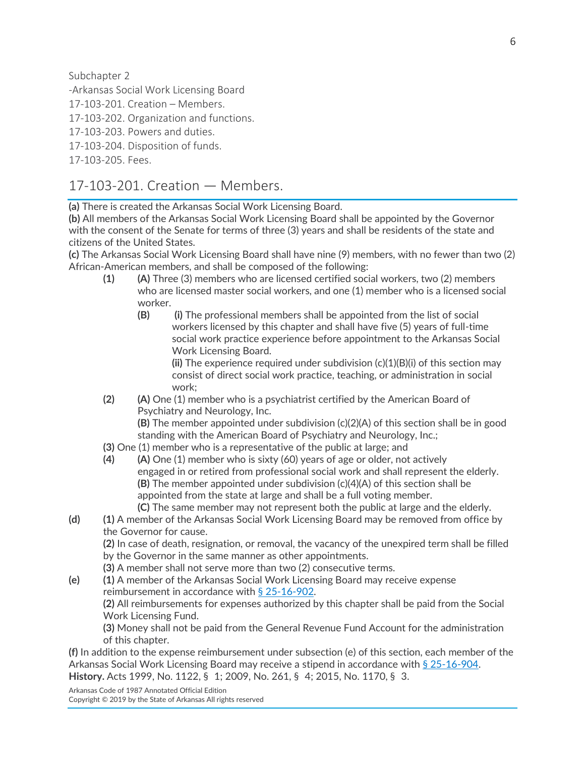Subchapter 2

-Arkansas Social Work Licensing Board

17-103-201. Creation – Members.

17-103-202. Organization and functions.

17-103-203. Powers and duties.

17-103-204. Disposition of funds.

17-103-205. Fees.

## 17-103-201. Creation — Members.

**(a)** There is created the Arkansas Social Work Licensing Board.

**(b)** All members of the Arkansas Social Work Licensing Board shall be appointed by the Governor with the consent of the Senate for terms of three (3) years and shall be residents of the state and citizens of the United States.

**(c)** The Arkansas Social Work Licensing Board shall have nine (9) members, with no fewer than two (2) African-American members, and shall be composed of the following:

**(1)** **(A)** Three (3) members who are licensed certified social workers, two (2) members who are licensed master social workers, and one (1) member who is a licensed social worker.

**(B)** **(i)** The professional members shall be appointed from the list of social workers licensed by this chapter and shall have five (5) years of full-time social work practice experience before appointment to the Arkansas Social Work Licensing Board.

**(ii)** The experience required under subdivision (c)(1)(B)(i) of this section may consist of direct social work practice, teaching, or administration in social work;

**(2)** **(A)** One (1) member who is a psychiatrist certified by the American Board of Psychiatry and Neurology, Inc.

**(B)** The member appointed under subdivision (c)(2)(A) of this section shall be in good standing with the American Board of Psychiatry and Neurology, Inc.;

**(3)** One (1) member who is a representative of the public at large; and

**(4)** **(A)** One (1) member who is sixty (60) years of age or older, not actively engaged in or retired from professional social work and shall represent the elderly.

**(B)** The member appointed under subdivision (c)(4)(A) of this section shall be appointed from the state at large and shall be a full voting member.

**(C)** The same member may not represent both the public at large and the elderly.

**(d)** **(1)** A member of the Arkansas Social Work Licensing Board may be removed from office by the Governor for cause.

**(2)** In case of death, resignation, or removal, the vacancy of the unexpired term shall be filled by the Governor in the same manner as other appointments.

**(3)** A member shall not serve more than two (2) consecutive terms.

**(e)** **(1)** A member of the Arkansas Social Work Licensing Board may receive expense reimbursement in accordance with § 25-16-902.

**(2)** All reimbursements for expenses authorized by this chapter shall be paid from the Social Work Licensing Fund.

**(3)** Money shall not be paid from the General Revenue Fund Account for the administration of this chapter.

**(f)** In addition to the expense reimbursement under subsection (e) of this section, each member of the Arkansas Social Work Licensing Board may receive a stipend in accordance with § 25-16-904.

**History.** Acts 1999, No. 1122, § 1; 2009, No. 261, § 4; 2015, No. 1170, § 3.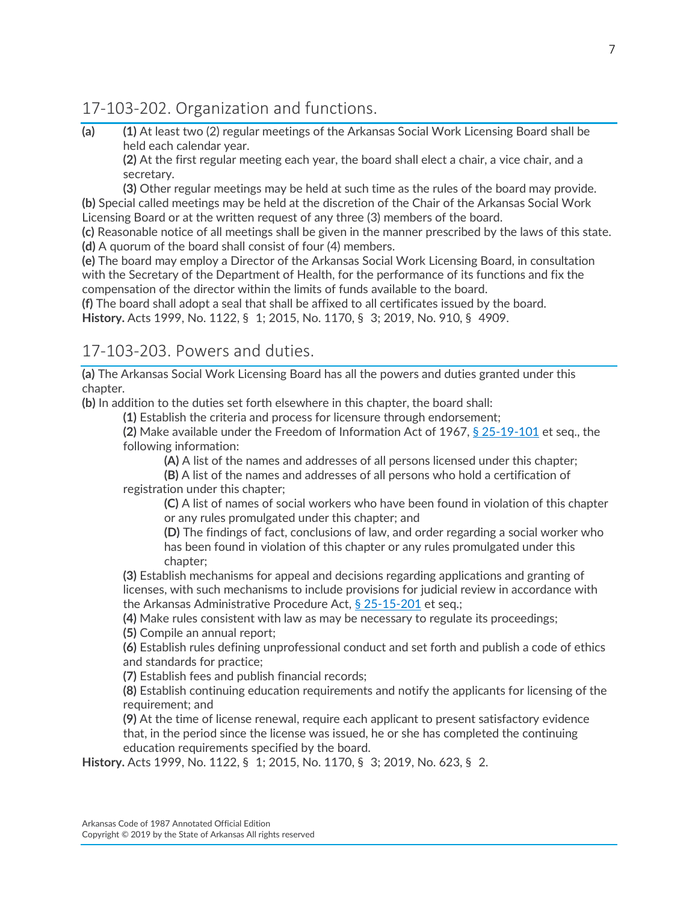## 17-103-202. Organization and functions.

**(a)** **(1)** At least two (2) regular meetings of the Arkansas Social Work Licensing Board shall be held each calendar year.

**(2)** At the first regular meeting each year, the board shall elect a chair, a vice chair, and a secretary.

**(3)** Other regular meetings may be held at such time as the rules of the board may provide.

**(b)** Special called meetings may be held at the discretion of the Chair of the Arkansas Social Work Licensing Board or at the written request of any three (3) members of the board.

**(c)** Reasonable notice of all meetings shall be given in the manner prescribed by the laws of this state.

**(d)** A quorum of the board shall consist of four (4) members.

**(e)** The board may employ a Director of the Arkansas Social Work Licensing Board, in consultation with the Secretary of the Department of Health, for the performance of its functions and fix the compensation of the director within the limits of funds available to the board.

**(f)** The board shall adopt a seal that shall be affixed to all certificates issued by the board.

**History.** Acts 1999, No. 1122, § 1; 2015, No. 1170, § 3; 2019, No. 910, § 4909.

## 17-103-203. Powers and duties.

**(a)** The Arkansas Social Work Licensing Board has all the powers and duties granted under this chapter.

**(b)** In addition to the duties set forth elsewhere in this chapter, the board shall:

**(1)** Establish the criteria and process for licensure through endorsement;

**(2)** Make available under the Freedom of Information Act of 1967, § 25-19-101 et seq., the following information:

**(A)** A list of the names and addresses of all persons licensed under this chapter;

**(B)** A list of the names and addresses of all persons who hold a certification of registration under this chapter;

**(C)** A list of names of social workers who have been found in violation of this chapter or any rules promulgated under this chapter; and

**(D)** The findings of fact, conclusions of law, and order regarding a social worker who has been found in violation of this chapter or any rules promulgated under this chapter;

**(3)** Establish mechanisms for appeal and decisions regarding applications and granting of licenses, with such mechanisms to include provisions for judicial review in accordance with the Arkansas Administrative Procedure Act, § 25-15-201 et seq.;

**(4)** Make rules consistent with law as may be necessary to regulate its proceedings;

**(5)** Compile an annual report;

**(6)** Establish rules defining unprofessional conduct and set forth and publish a code of ethics and standards for practice;

**(7)** Establish fees and publish financial records;

**(8)** Establish continuing education requirements and notify the applicants for licensing of the requirement; and

**(9)** At the time of license renewal, require each applicant to present satisfactory evidence that, in the period since the license was issued, he or she has completed the continuing education requirements specified by the board.

**History.** Acts 1999, No. 1122, § 1; 2015, No. 1170, § 3; 2019, No. 623, § 2.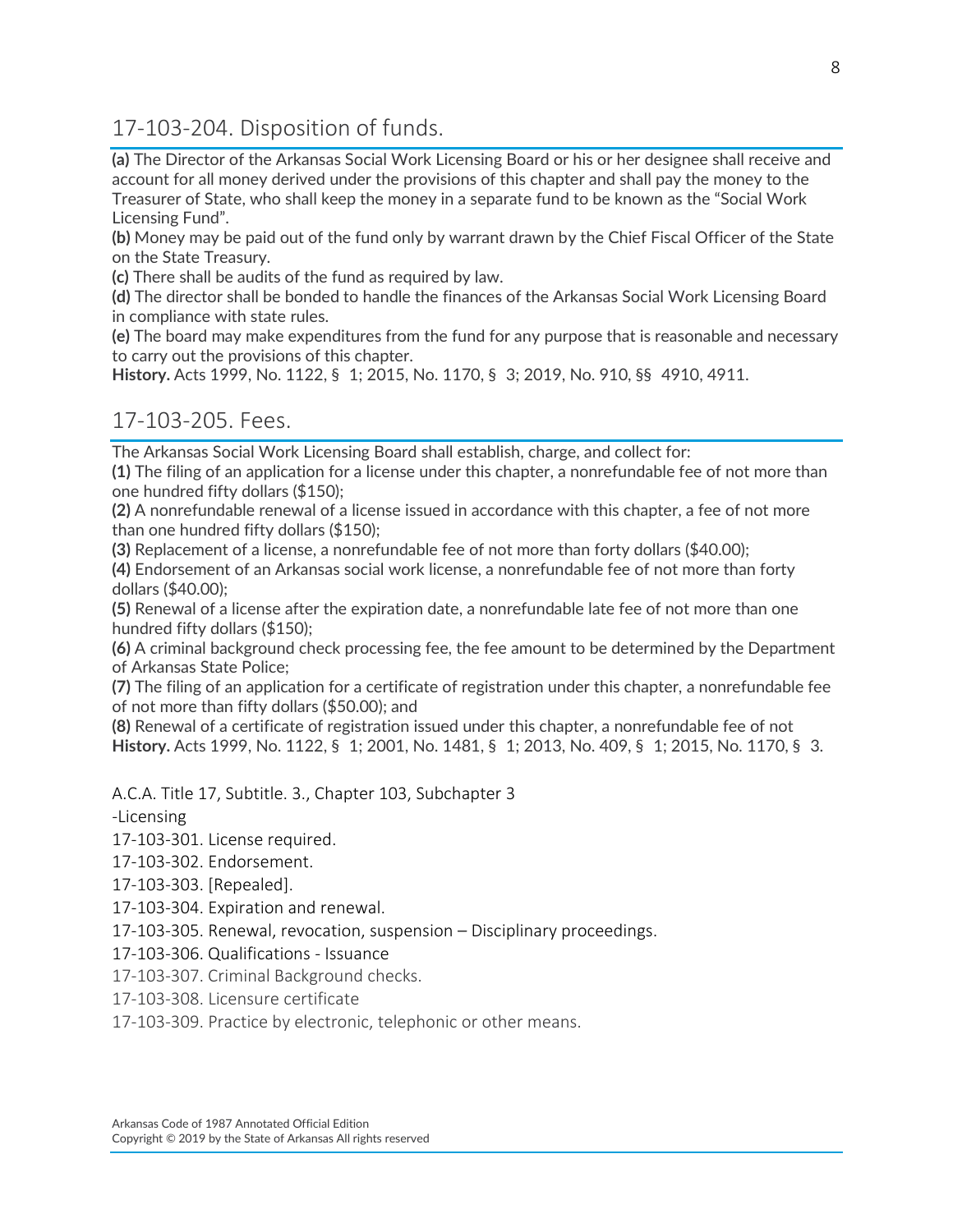## 17-103-204. Disposition of funds.

**(a)** The Director of the Arkansas Social Work Licensing Board or his or her designee shall receive and account for all money derived under the provisions of this chapter and shall pay the money to the Treasurer of State, who shall keep the money in a separate fund to be known as the "Social Work Licensing Fund".
**(b)** Money may be paid out of the fund only by warrant drawn by the Chief Fiscal Officer of the State on the State Treasury.
**(c)** There shall be audits of the fund as required by law.
**(d)** The director shall be bonded to handle the finances of the Arkansas Social Work Licensing Board in compliance with state rules.
**(e)** The board may make expenditures from the fund for any purpose that is reasonable and necessary to carry out the provisions of this chapter.
**History.** Acts 1999, No. 1122, § 1; 2015, No. 1170, § 3; 2019, No. 910, §§ 4910, 4911.

## 17-103-205. Fees.

The Arkansas Social Work Licensing Board shall establish, charge, and collect for:
**(1)** The filing of an application for a license under this chapter, a nonrefundable fee of not more than one hundred fifty dollars ($150);
**(2)** A nonrefundable renewal of a license issued in accordance with this chapter, a fee of not more than one hundred fifty dollars ($150);
**(3)** Replacement of a license, a nonrefundable fee of not more than forty dollars ($40.00);
**(4)** Endorsement of an Arkansas social work license, a nonrefundable fee of not more than forty dollars ($40.00);
**(5)** Renewal of a license after the expiration date, a nonrefundable late fee of not more than one hundred fifty dollars ($150);
**(6)** A criminal background check processing fee, the fee amount to be determined by the Department of Arkansas State Police;
**(7)** The filing of an application for a certificate of registration under this chapter, a nonrefundable fee of not more than fifty dollars ($50.00); and
**(8)** Renewal of a certificate of registration issued under this chapter, a nonrefundable fee of not
**History.** Acts 1999, No. 1122, § 1; 2001, No. 1481, § 1; 2013, No. 409, § 1; 2015, No. 1170, § 3.

A.C.A. Title 17, Subtitle. 3., Chapter 103, Subchapter 3

-Licensing

17-103-301. License required.

17-103-302. Endorsement.

17-103-303. [Repealed].

17-103-304. Expiration and renewal.

17-103-305. Renewal, revocation, suspension – Disciplinary proceedings.

17-103-306. Qualifications - Issuance

17-103-307. Criminal Background checks.

17-103-308. Licensure certificate

17-103-309. Practice by electronic, telephonic or other means.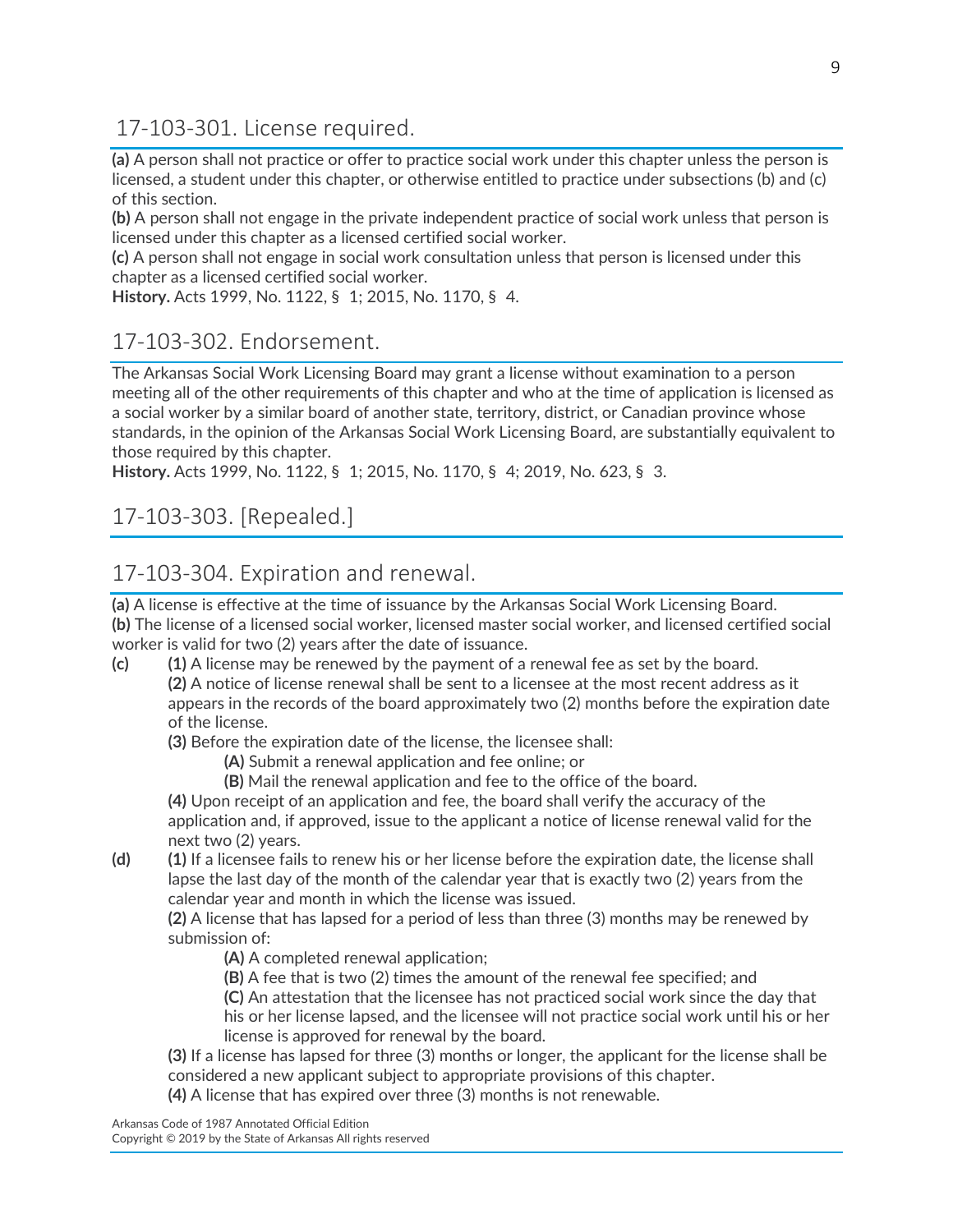## 17-103-301. License required.

**(a)** A person shall not practice or offer to practice social work under this chapter unless the person is licensed, a student under this chapter, or otherwise entitled to practice under subsections (b) and (c) of this section.
**(b)** A person shall not engage in the private independent practice of social work unless that person is licensed under this chapter as a licensed certified social worker.
**(c)** A person shall not engage in social work consultation unless that person is licensed under this chapter as a licensed certified social worker.
**History.** Acts 1999, No. 1122, § 1; 2015, No. 1170, § 4.

## 17-103-302. Endorsement.

The Arkansas Social Work Licensing Board may grant a license without examination to a person meeting all of the other requirements of this chapter and who at the time of application is licensed as a social worker by a similar board of another state, territory, district, or Canadian province whose standards, in the opinion of the Arkansas Social Work Licensing Board, are substantially equivalent to those required by this chapter.
**History.** Acts 1999, No. 1122, § 1; 2015, No. 1170, § 4; 2019, No. 623, § 3.

## 17-103-303. [Repealed.]

## 17-103-304. Expiration and renewal.

**(a)** A license is effective at the time of issuance by the Arkansas Social Work Licensing Board.
**(b)** The license of a licensed social worker, licensed master social worker, and licensed certified social worker is valid for two (2) years after the date of issuance.
**(c)** **(1)** A license may be renewed by the payment of a renewal fee as set by the board.
**(2)** A notice of license renewal shall be sent to a licensee at the most recent address as it appears in the records of the board approximately two (2) months before the expiration date of the license.
**(3)** Before the expiration date of the license, the licensee shall:
**(A)** Submit a renewal application and fee online; or
**(B)** Mail the renewal application and fee to the office of the board.
**(4)** Upon receipt of an application and fee, the board shall verify the accuracy of the application and, if approved, issue to the applicant a notice of license renewal valid for the next two (2) years.
**(d)** **(1)** If a licensee fails to renew his or her license before the expiration date, the license shall lapse the last day of the month of the calendar year that is exactly two (2) years from the calendar year and month in which the license was issued.
**(2)** A license that has lapsed for a period of less than three (3) months may be renewed by submission of:
**(A)** A completed renewal application;
**(B)** A fee that is two (2) times the amount of the renewal fee specified; and
**(C)** An attestation that the licensee has not practiced social work since the day that his or her license lapsed, and the licensee will not practice social work until his or her license is approved for renewal by the board.
**(3)** If a license has lapsed for three (3) months or longer, the applicant for the license shall be considered a new applicant subject to appropriate provisions of this chapter.
**(4)** A license that has expired over three (3) months is not renewable.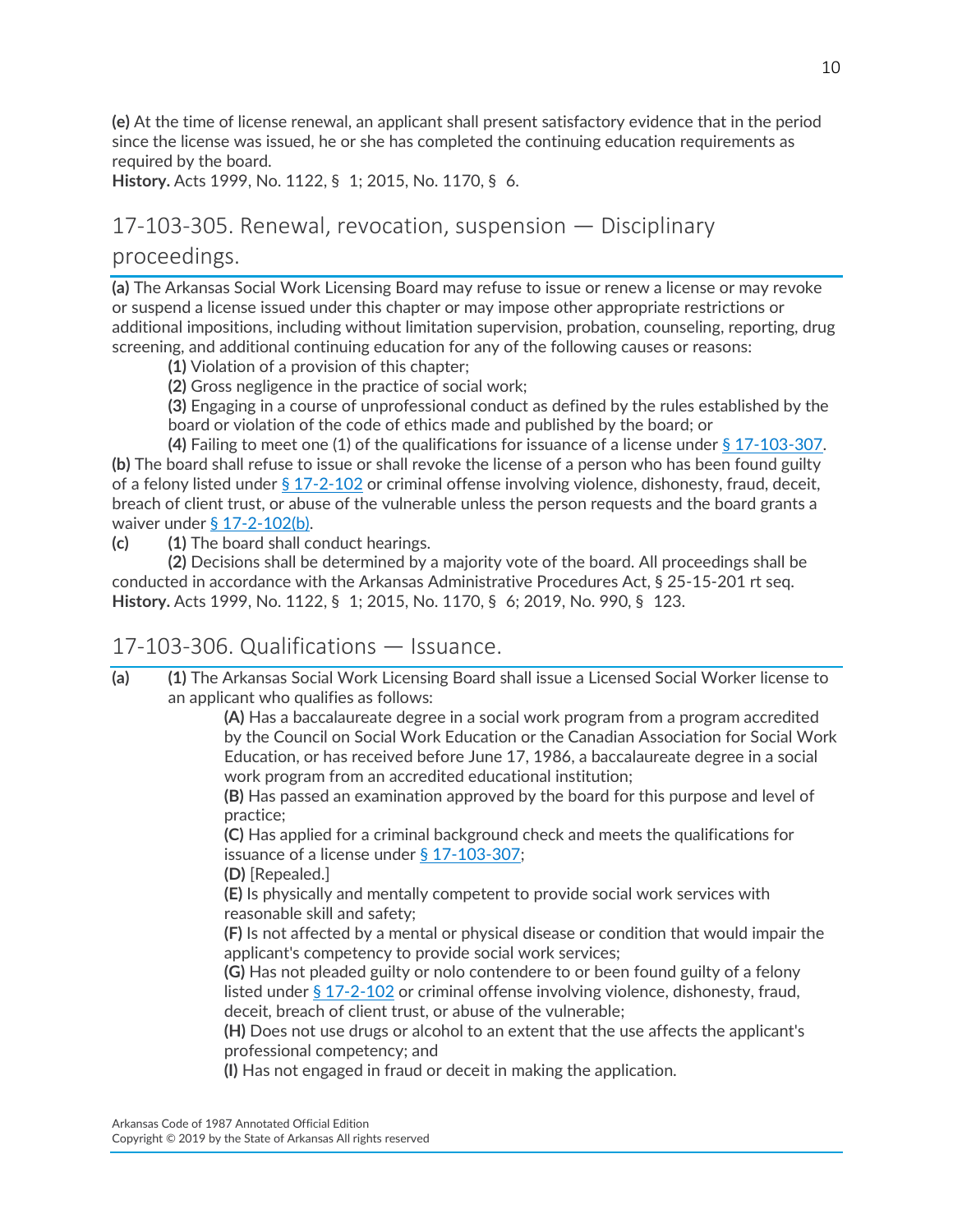**(e)** At the time of license renewal, an applicant shall present satisfactory evidence that in the period since the license was issued, he or she has completed the continuing education requirements as required by the board.

**History.** Acts 1999, No. 1122, § 1; 2015, No. 1170, § 6.

## 17-103-305. Renewal, revocation, suspension — Disciplinary proceedings.

**(a)** The Arkansas Social Work Licensing Board may refuse to issue or renew a license or may revoke or suspend a license issued under this chapter or may impose other appropriate restrictions or additional impositions, including without limitation supervision, probation, counseling, reporting, drug screening, and additional continuing education for any of the following causes or reasons:

> **(1)** Violation of a provision of this chapter;
>
> **(2)** Gross negligence in the practice of social work;
>
> **(3)** Engaging in a course of unprofessional conduct as defined by the rules established by the board or violation of the code of ethics made and published by the board; or
>
> **(4)** Failing to meet one (1) of the qualifications for issuance of a license under § 17-103-307.

**(b)** The board shall refuse to issue or shall revoke the license of a person who has been found guilty of a felony listed under § 17-2-102 or criminal offense involving violence, dishonesty, fraud, deceit, breach of client trust, or abuse of the vulnerable unless the person requests and the board grants a waiver under § 17-2-102(b).

**(c)** **(1)** The board shall conduct hearings.

> **(2)** Decisions shall be determined by a majority vote of the board. All proceedings shall be conducted in accordance with the Arkansas Administrative Procedures Act, § 25-15-201 rt seq.

**History.** Acts 1999, No. 1122, § 1; 2015, No. 1170, § 6; 2019, No. 990, § 123.

## 17-103-306. Qualifications — Issuance.

**(a)** **(1)** The Arkansas Social Work Licensing Board shall issue a Licensed Social Worker license to an applicant who qualifies as follows:

> **(A)** Has a baccalaureate degree in a social work program from a program accredited by the Council on Social Work Education or the Canadian Association for Social Work Education, or has received before June 17, 1986, a baccalaureate degree in a social work program from an accredited educational institution;
>
> **(B)** Has passed an examination approved by the board for this purpose and level of practice;
>
> **(C)** Has applied for a criminal background check and meets the qualifications for issuance of a license under § 17-103-307;
>
> **(D)** [Repealed.]
>
> **(E)** Is physically and mentally competent to provide social work services with reasonable skill and safety;
>
> **(F)** Is not affected by a mental or physical disease or condition that would impair the applicant's competency to provide social work services;
>
> **(G)** Has not pleaded guilty or nolo contendere to or been found guilty of a felony listed under § 17-2-102 or criminal offense involving violence, dishonesty, fraud, deceit, breach of client trust, or abuse of the vulnerable;
>
> **(H)** Does not use drugs or alcohol to an extent that the use affects the applicant's professional competency; and
>
> **(I)** Has not engaged in fraud or deceit in making the application.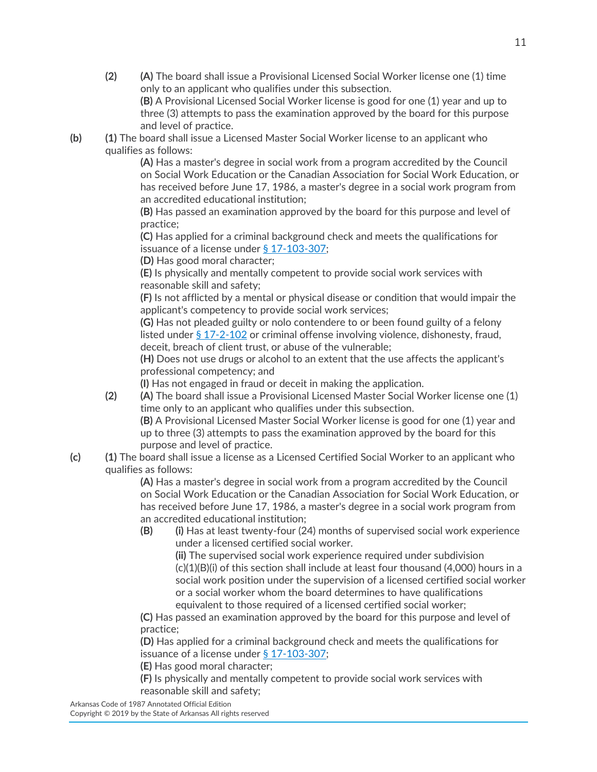**(2)** **(A)** The board shall issue a Provisional Licensed Social Worker license one (1) time only to an applicant who qualifies under this subsection.
**(B)** A Provisional Licensed Social Worker license is good for one (1) year and up to three (3) attempts to pass the examination approved by the board for this purpose and level of practice.

**(b)** **(1)** The board shall issue a Licensed Master Social Worker license to an applicant who qualifies as follows:

**(A)** Has a master's degree in social work from a program accredited by the Council on Social Work Education or the Canadian Association for Social Work Education, or has received before June 17, 1986, a master's degree in a social work program from an accredited educational institution;
**(B)** Has passed an examination approved by the board for this purpose and level of practice;
**(C)** Has applied for a criminal background check and meets the qualifications for issuance of a license under § 17-103-307;
**(D)** Has good moral character;
**(E)** Is physically and mentally competent to provide social work services with reasonable skill and safety;
**(F)** Is not afflicted by a mental or physical disease or condition that would impair the applicant's competency to provide social work services;
**(G)** Has not pleaded guilty or nolo contendere to or been found guilty of a felony listed under § 17-2-102 or criminal offense involving violence, dishonesty, fraud, deceit, breach of client trust, or abuse of the vulnerable;
**(H)** Does not use drugs or alcohol to an extent that the use affects the applicant's professional competency; and
**(I)** Has not engaged in fraud or deceit in making the application.

**(2)** **(A)** The board shall issue a Provisional Licensed Master Social Worker license one (1) time only to an applicant who qualifies under this subsection.
**(B)** A Provisional Licensed Master Social Worker license is good for one (1) year and up to three (3) attempts to pass the examination approved by the board for this purpose and level of practice.

**(c)** **(1)** The board shall issue a license as a Licensed Certified Social Worker to an applicant who qualifies as follows:

**(A)** Has a master's degree in social work from a program accredited by the Council on Social Work Education or the Canadian Association for Social Work Education, or has received before June 17, 1986, a master's degree in a social work program from an accredited educational institution;
**(B)** **(i)** Has at least twenty-four (24) months of supervised social work experience under a licensed certified social worker.
**(ii)** The supervised social work experience required under subdivision (c)(1)(B)(i) of this section shall include at least four thousand (4,000) hours in a social work position under the supervision of a licensed certified social worker or a social worker whom the board determines to have qualifications equivalent to those required of a licensed certified social worker;
**(C)** Has passed an examination approved by the board for this purpose and level of practice;
**(D)** Has applied for a criminal background check and meets the qualifications for issuance of a license under § 17-103-307;
**(E)** Has good moral character;
**(F)** Is physically and mentally competent to provide social work services with reasonable skill and safety;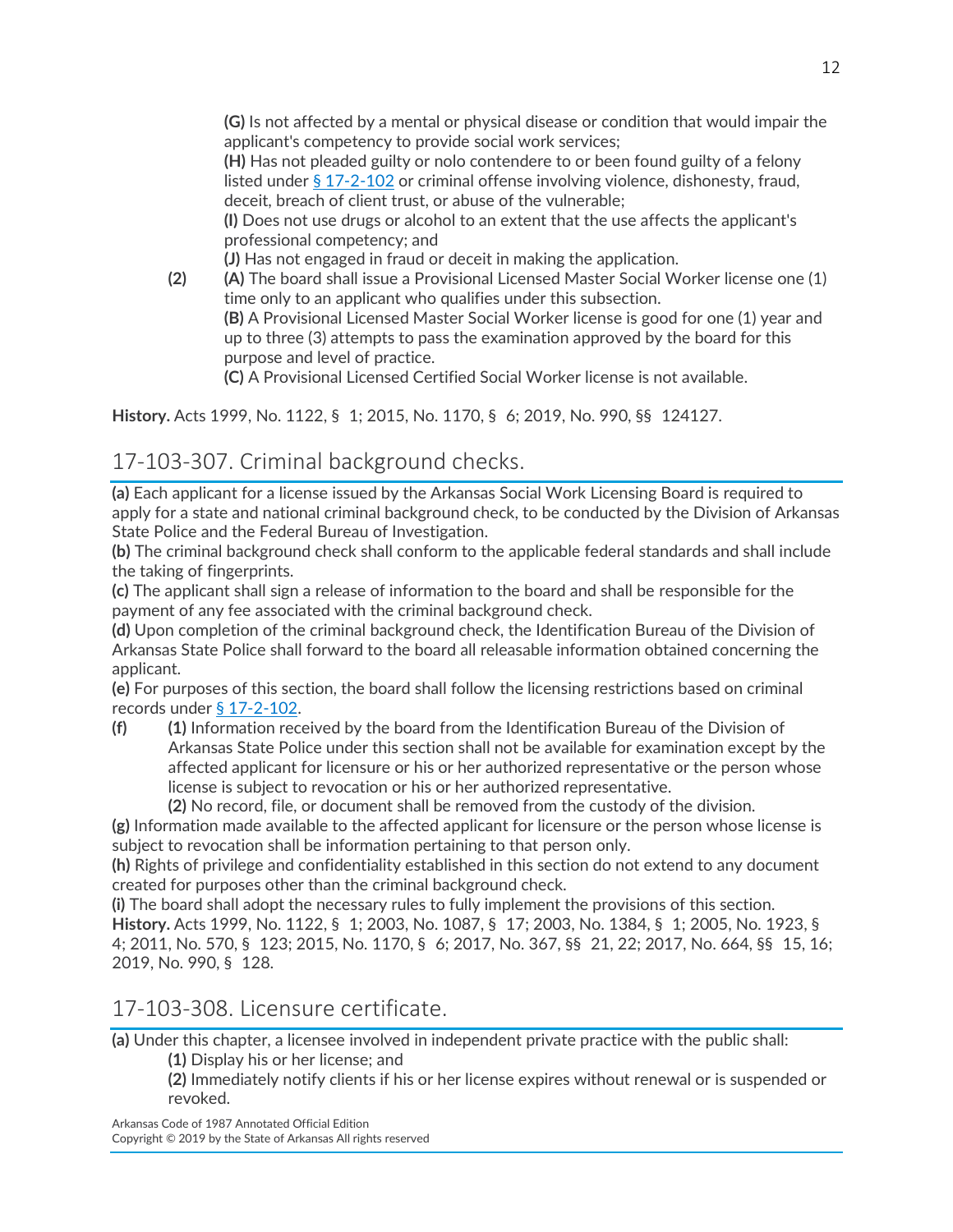**(G)** Is not affected by a mental or physical disease or condition that would impair the applicant's competency to provide social work services;

**(H)** Has not pleaded guilty or nolo contendere to or been found guilty of a felony listed under § 17-2-102 or criminal offense involving violence, dishonesty, fraud, deceit, breach of client trust, or abuse of the vulnerable;

**(I)** Does not use drugs or alcohol to an extent that the use affects the applicant's professional competency; and

**(J)** Has not engaged in fraud or deceit in making the application.

**(2)** **(A)** The board shall issue a Provisional Licensed Master Social Worker license one (1) time only to an applicant who qualifies under this subsection.

**(B)** A Provisional Licensed Master Social Worker license is good for one (1) year and up to three (3) attempts to pass the examination approved by the board for this purpose and level of practice.

**(C)** A Provisional Licensed Certified Social Worker license is not available.

**History.** Acts 1999, No. 1122, § 1; 2015, No. 1170, § 6; 2019, No. 990, §§ 124127.

## 17-103-307. Criminal background checks.

**(a)** Each applicant for a license issued by the Arkansas Social Work Licensing Board is required to apply for a state and national criminal background check, to be conducted by the Division of Arkansas State Police and the Federal Bureau of Investigation.

**(b)** The criminal background check shall conform to the applicable federal standards and shall include the taking of fingerprints.

**(c)** The applicant shall sign a release of information to the board and shall be responsible for the payment of any fee associated with the criminal background check.

**(d)** Upon completion of the criminal background check, the Identification Bureau of the Division of Arkansas State Police shall forward to the board all releasable information obtained concerning the applicant.

**(e)** For purposes of this section, the board shall follow the licensing restrictions based on criminal records under § 17-2-102.

**(f)** **(1)** Information received by the board from the Identification Bureau of the Division of Arkansas State Police under this section shall not be available for examination except by the affected applicant for licensure or his or her authorized representative or the person whose license is subject to revocation or his or her authorized representative.

**(2)** No record, file, or document shall be removed from the custody of the division.

**(g)** Information made available to the affected applicant for licensure or the person whose license is subject to revocation shall be information pertaining to that person only.

**(h)** Rights of privilege and confidentiality established in this section do not extend to any document created for purposes other than the criminal background check.

**(i)** The board shall adopt the necessary rules to fully implement the provisions of this section.

**History.** Acts 1999, No. 1122, § 1; 2003, No. 1087, § 17; 2003, No. 1384, § 1; 2005, No. 1923, § 4; 2011, No. 570, § 123; 2015, No. 1170, § 6; 2017, No. 367, §§ 21, 22; 2017, No. 664, §§ 15, 16; 2019, No. 990, § 128.

## 17-103-308. Licensure certificate.

**(a)** Under this chapter, a licensee involved in independent private practice with the public shall:

**(1)** Display his or her license; and

**(2)** Immediately notify clients if his or her license expires without renewal or is suspended or revoked.

Arkansas Code of 1987 Annotated Official Edition
Copyright © 2019 by the State of Arkansas All rights reserved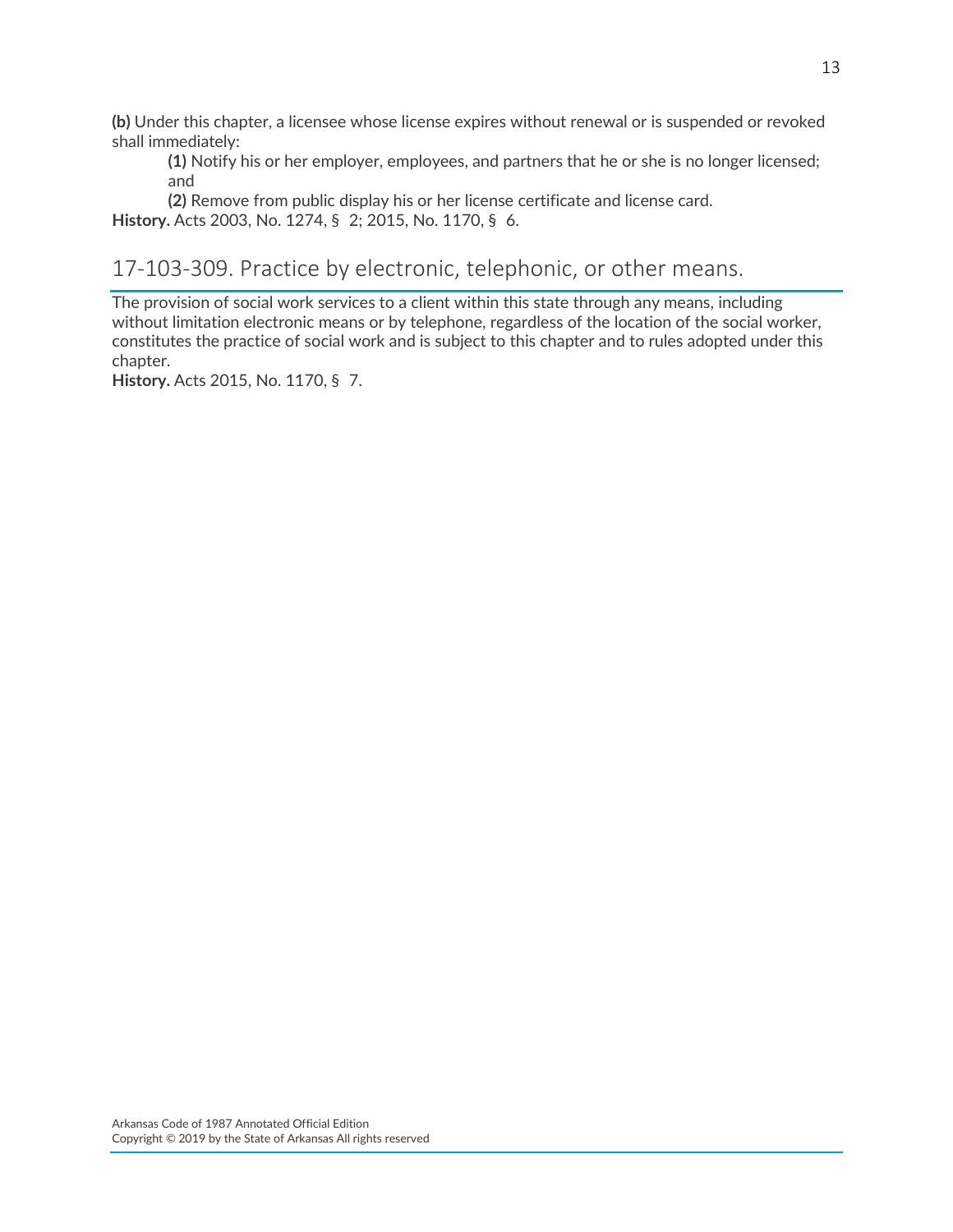**(b)** Under this chapter, a licensee whose license expires without renewal or is suspended or revoked shall immediately:

**(1)** Notify his or her employer, employees, and partners that he or she is no longer licensed; and

**(2)** Remove from public display his or her license certificate and license card.

**History.** Acts 2003, No. 1274, § 2; 2015, No. 1170, § 6.

## 17-103-309. Practice by electronic, telephonic, or other means.

The provision of social work services to a client within this state through any means, including without limitation electronic means or by telephone, regardless of the location of the social worker, constitutes the practice of social work and is subject to this chapter and to rules adopted under this chapter.

**History.** Acts 2015, No. 1170, § 7.